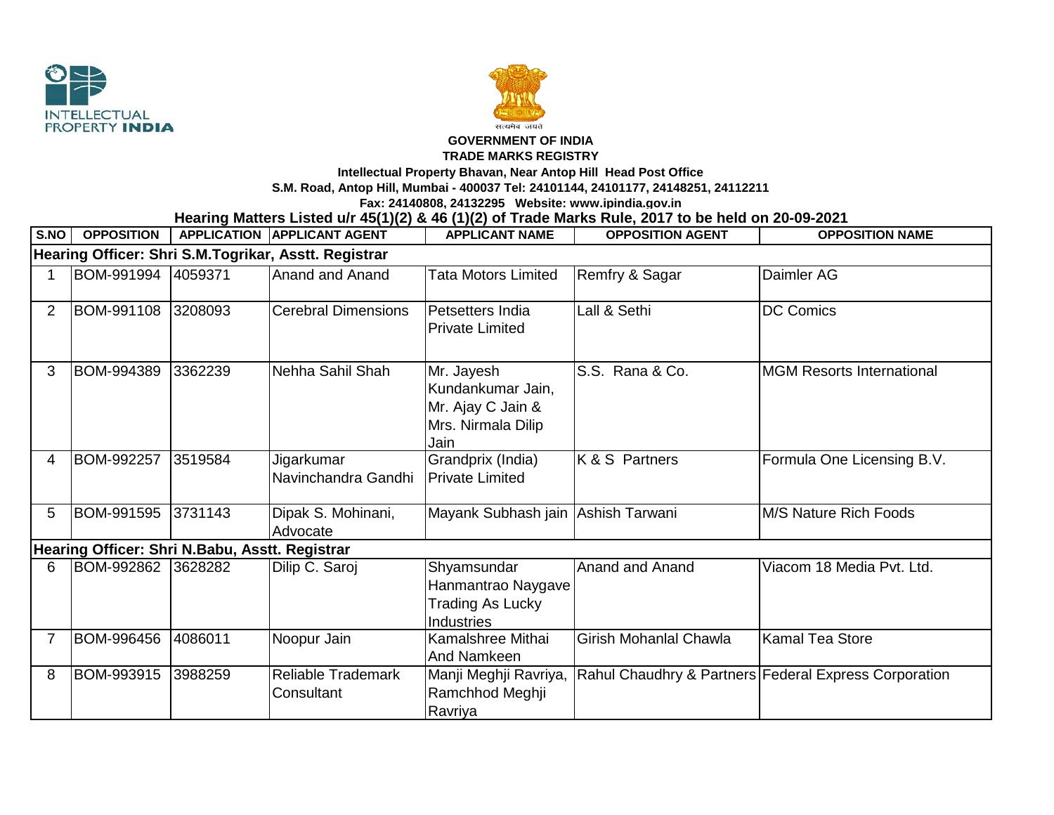**INTELLECTUAL PROPERTY INDIA**

सत्यमेव जयते

**GOVERNMENT OF INDIA**

**TRADE MARKS REGISTRY**

**Intellectual Property Bhavan, Near Antop Hill Head Post Office**

**S.M. Road, Antop Hill, Mumbai - 400037 Tel: 24101144, 24101177, 24148251, 24112211**

**Fax: 24140808, 24132295 Website: www.ipindia.gov.in**

**Hearing Matters Listed u/r 45(1)(2) & 46 (1)(2) of Trade Marks Rule, 2017 to be held on 20-09-2021**

| S.NO | OPPOSITION | APPLICATION | APPLICANT AGENT | APPLICANT NAME | OPPOSITION AGENT | OPPOSITION NAME |
|---|---|---|---|---|---|---|
| **Hearing Officer: Shri S.M.Togrikar, Asstt. Registrar** | | | | | | |
| 1 | BOM-991994 | 4059371 | Anand and Anand | Tata Motors Limited | Remfry & Sagar | Daimler AG |
| 2 | BOM-991108 | 3208093 | Cerebral Dimensions | Petsetters India Private Limited | Lall & Sethi | DC Comics |
| 3 | BOM-994389 | 3362239 | Nehha Sahil Shah | Mr. Jayesh Kundankumar Jain, Mr. Ajay C Jain & Mrs. Nirmala Dilip Jain | S.S. Rana & Co. | MGM Resorts International |
| 4 | BOM-992257 | 3519584 | Jigarkumar Navinchandra Gandhi | Grandprix (India) Private Limited | K & S Partners | Formula One Licensing B.V. |
| 5 | BOM-991595 | 3731143 | Dipak S. Mohinani, Advocate | Mayank Subhash jain | Ashish Tarwani | M/S Nature Rich Foods |
| **Hearing Officer: Shri N.Babu, Asstt. Registrar** | | | | | | |
| 6 | BOM-992862 | 3628282 | Dilip C. Saroj | Shyamsundar Hanmantrao Naygave Trading As Lucky Industries | Anand and Anand | Viacom 18 Media Pvt. Ltd. |
| 7 | BOM-996456 | 4086011 | Noopur Jain | Kamalshree Mithai And Namkeen | Girish Mohanlal Chawla | Kamal Tea Store |
| 8 | BOM-993915 | 3988259 | Reliable Trademark Consultant | Manji Meghji Ravriya, Ramchhod Meghji Ravriya | Rahul Chaudhry & Partners | Federal Express Corporation |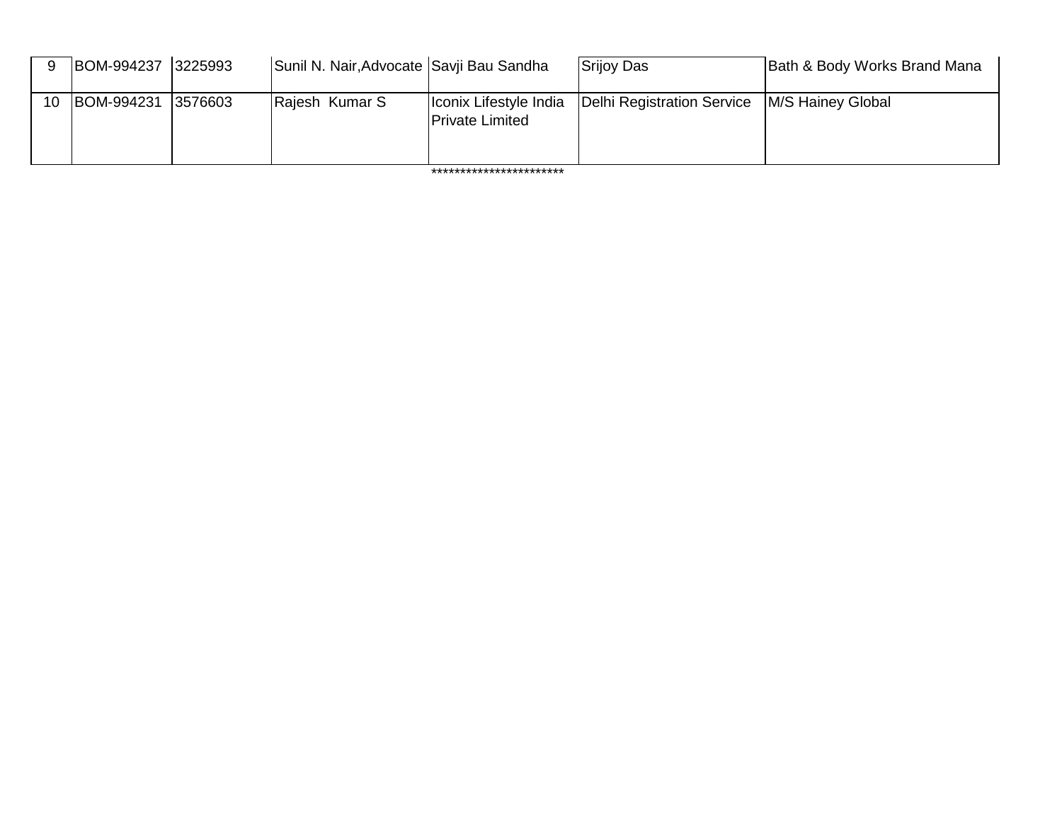| | | | | | | |
|---|---|---|---|---|---|---|
| 9 | BOM-994237 | 3225993 | Sunil N. Nair,Advocate | Savji Bau Sandha | Srijoy Das | Bath & Body Works Brand Mana |
| 10 | BOM-994231 | 3576603 | Rajesh Kumar S | Iconix Lifestyle India Private Limited | Delhi Registration Service | M/S Hainey Global |

***********************